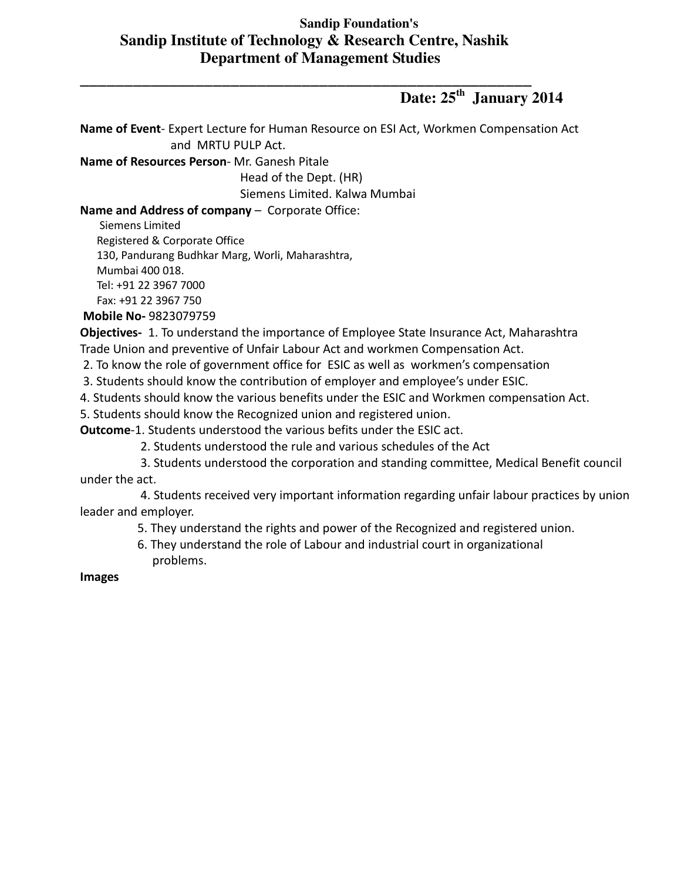**Sandip Foundation's**

# Sandip Institute of Technology & Research Centre, Nashik

## Department of Management Studies

---

**Date: 25th January 2014**

**Name of Event**- Expert Lecture for Human Resource on ESI Act, Workmen Compensation Act and MRTU PULP Act.

**Name of Resources Person**- Mr. Ganesh Pitale
Head of the Dept. (HR)
Siemens Limited. Kalwa Mumbai

**Name and Address of company** – Corporate Office:
Siemens Limited
Registered & Corporate Office
130, Pandurang Budhkar Marg, Worli, Maharashtra,
Mumbai 400 018.
Tel: +91 22 3967 7000
Fax: +91 22 3967 750

**Mobile No-** 9823079759

**Objectives-** 1. To understand the importance of Employee State Insurance Act, Maharashtra Trade Union and preventive of Unfair Labour Act and workmen Compensation Act.
2. To know the role of government office for ESIC as well as workmen's compensation
3. Students should know the contribution of employer and employee's under ESIC.
4. Students should know the various benefits under the ESIC and Workmen compensation Act.
5. Students should know the Recognized union and registered union.

**Outcome**-1. Students understood the various befits under the ESIC act.
2. Students understood the rule and various schedules of the Act
3. Students understood the corporation and standing committee, Medical Benefit council under the act.
4. Students received very important information regarding unfair labour practices by union leader and employer.
5. They understand the rights and power of the Recognized and registered union.
6. They understand the role of Labour and industrial court in organizational problems.

**Images**